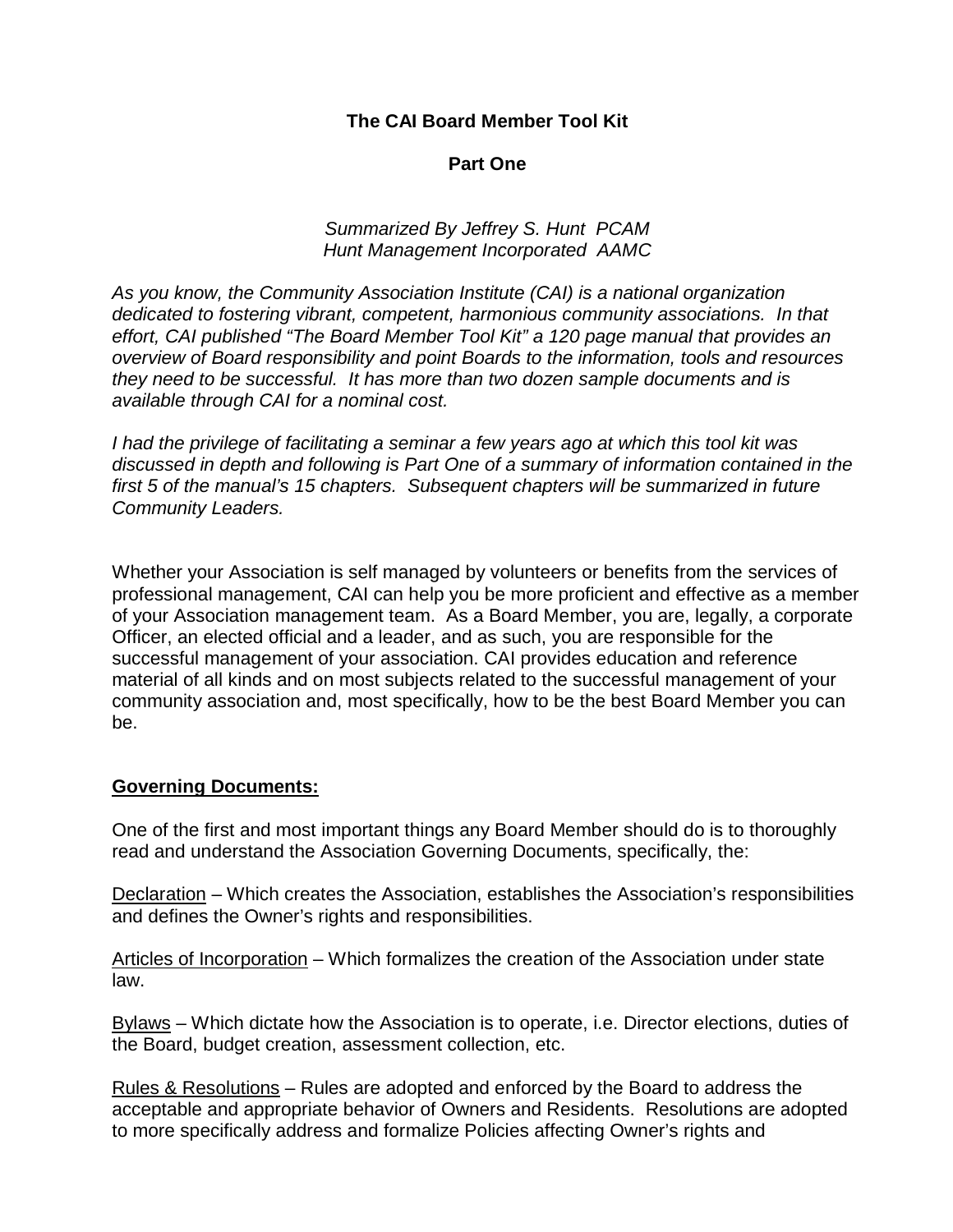# The CAI Board Member Tool Kit

## Part One

*Summarized By Jeffrey S. Hunt PCAM*
*Hunt Management Incorporated AAMC*

*As you know, the Community Association Institute (CAI) is a national organization dedicated to fostering vibrant, competent, harmonious community associations. In that effort, CAI published "The Board Member Tool Kit" a 120 page manual that provides an overview of Board responsibility and point Boards to the information, tools and resources they need to be successful. It has more than two dozen sample documents and is available through CAI for a nominal cost.*

*I had the privilege of facilitating a seminar a few years ago at which this tool kit was discussed in depth and following is Part One of a summary of information contained in the first 5 of the manual's 15 chapters. Subsequent chapters will be summarized in future Community Leaders.*

Whether your Association is self managed by volunteers or benefits from the services of professional management, CAI can help you be more proficient and effective as a member of your Association management team. As a Board Member, you are, legally, a corporate Officer, an elected official and a leader, and as such, you are responsible for the successful management of your association. CAI provides education and reference material of all kinds and on most subjects related to the successful management of your community association and, most specifically, how to be the best Board Member you can be.

### Governing Documents:

One of the first and most important things any Board Member should do is to thoroughly read and understand the Association Governing Documents, specifically, the:

<u>Declaration</u> – Which creates the Association, establishes the Association's responsibilities and defines the Owner's rights and responsibilities.

<u>Articles of Incorporation</u> – Which formalizes the creation of the Association under state law.

<u>Bylaws</u> – Which dictate how the Association is to operate, i.e. Director elections, duties of the Board, budget creation, assessment collection, etc.

<u>Rules & Resolutions</u> – Rules are adopted and enforced by the Board to address the acceptable and appropriate behavior of Owners and Residents. Resolutions are adopted to more specifically address and formalize Policies affecting Owner's rights and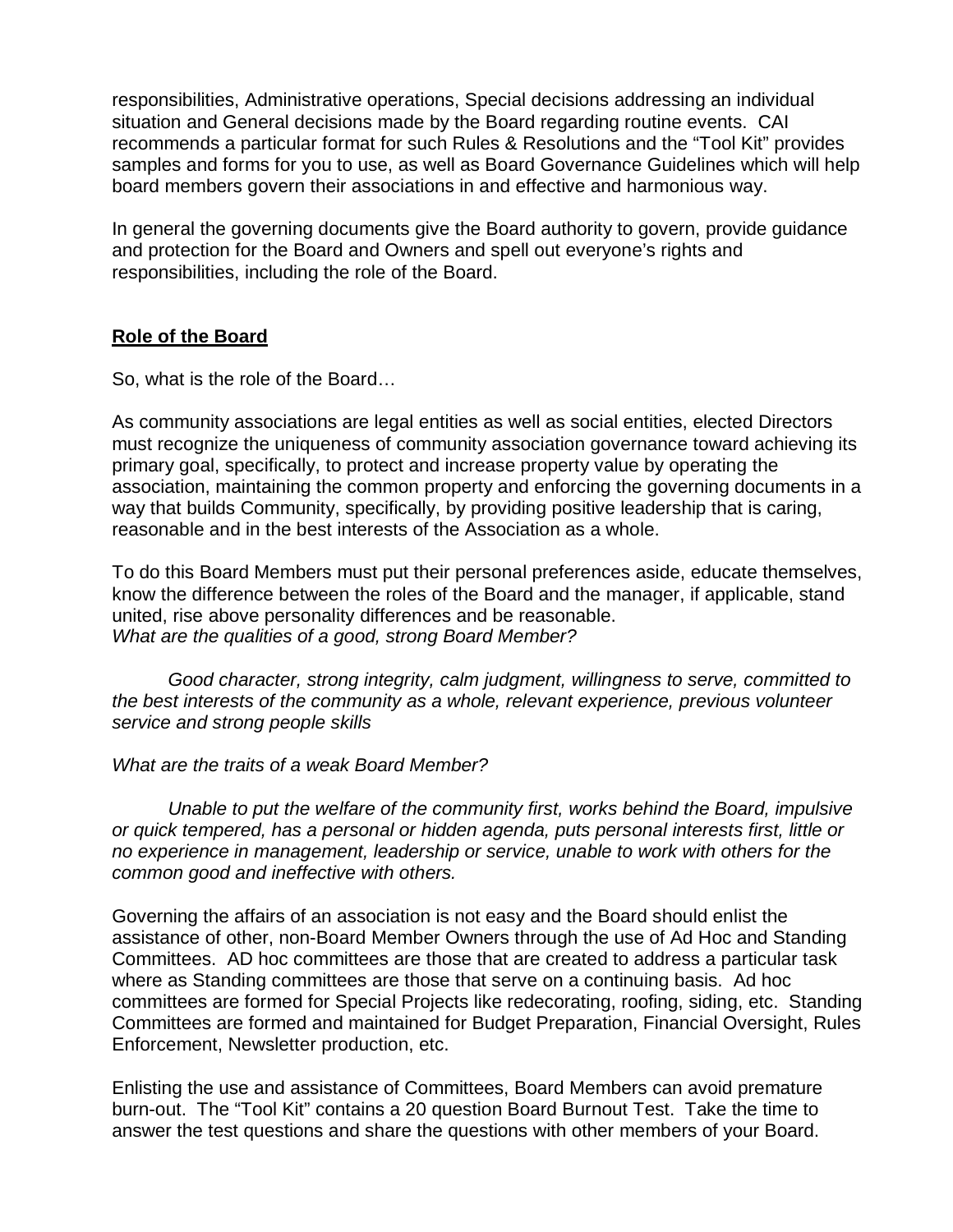responsibilities, Administrative operations, Special decisions addressing an individual situation and General decisions made by the Board regarding routine events. CAI recommends a particular format for such Rules & Resolutions and the "Tool Kit" provides samples and forms for you to use, as well as Board Governance Guidelines which will help board members govern their associations in and effective and harmonious way.

In general the governing documents give the Board authority to govern, provide guidance and protection for the Board and Owners and spell out everyone's rights and responsibilities, including the role of the Board.

## **Role of the Board**

So, what is the role of the Board…

As community associations are legal entities as well as social entities, elected Directors must recognize the uniqueness of community association governance toward achieving its primary goal, specifically, to protect and increase property value by operating the association, maintaining the common property and enforcing the governing documents in a way that builds Community, specifically, by providing positive leadership that is caring, reasonable and in the best interests of the Association as a whole.

To do this Board Members must put their personal preferences aside, educate themselves, know the difference between the roles of the Board and the manager, if applicable, stand united, rise above personality differences and be reasonable.
*What are the qualities of a good, strong Board Member?*

*Good character, strong integrity, calm judgment, willingness to serve, committed to the best interests of the community as a whole, relevant experience, previous volunteer service and strong people skills*

*What are the traits of a weak Board Member?*

*Unable to put the welfare of the community first, works behind the Board, impulsive or quick tempered, has a personal or hidden agenda, puts personal interests first, little or no experience in management, leadership or service, unable to work with others for the common good and ineffective with others.*

Governing the affairs of an association is not easy and the Board should enlist the assistance of other, non-Board Member Owners through the use of Ad Hoc and Standing Committees. AD hoc committees are those that are created to address a particular task where as Standing committees are those that serve on a continuing basis. Ad hoc committees are formed for Special Projects like redecorating, roofing, siding, etc. Standing Committees are formed and maintained for Budget Preparation, Financial Oversight, Rules Enforcement, Newsletter production, etc.

Enlisting the use and assistance of Committees, Board Members can avoid premature burn-out. The "Tool Kit" contains a 20 question Board Burnout Test. Take the time to answer the test questions and share the questions with other members of your Board.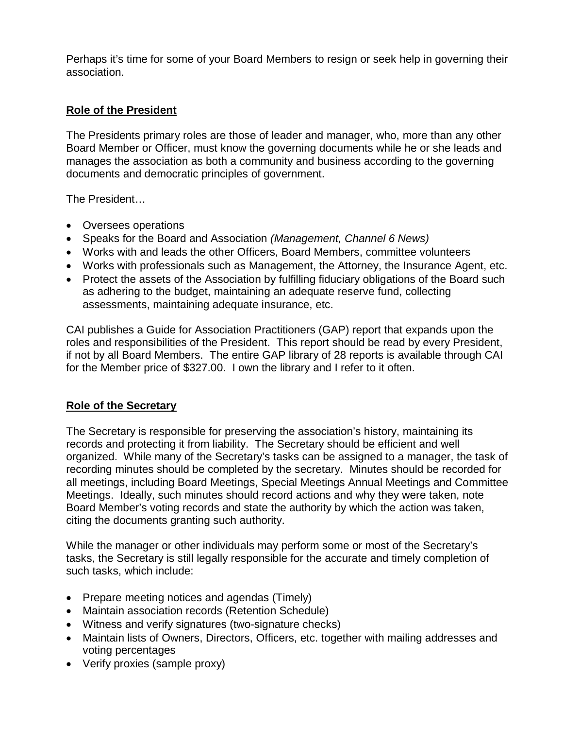Perhaps it's time for some of your Board Members to resign or seek help in governing their association.

## Role of the President

The Presidents primary roles are those of leader and manager, who, more than any other Board Member or Officer, must know the governing documents while he or she leads and manages the association as both a community and business according to the governing documents and democratic principles of government.

The President…

- Oversees operations
- Speaks for the Board and Association *(Management, Channel 6 News)*
- Works with and leads the other Officers, Board Members, committee volunteers
- Works with professionals such as Management, the Attorney, the Insurance Agent, etc.
- Protect the assets of the Association by fulfilling fiduciary obligations of the Board such as adhering to the budget, maintaining an adequate reserve fund, collecting assessments, maintaining adequate insurance, etc.

CAI publishes a Guide for Association Practitioners (GAP) report that expands upon the roles and responsibilities of the President. This report should be read by every President, if not by all Board Members. The entire GAP library of 28 reports is available through CAI for the Member price of $327.00. I own the library and I refer to it often.

## Role of the Secretary

The Secretary is responsible for preserving the association's history, maintaining its records and protecting it from liability. The Secretary should be efficient and well organized. While many of the Secretary's tasks can be assigned to a manager, the task of recording minutes should be completed by the secretary. Minutes should be recorded for all meetings, including Board Meetings, Special Meetings Annual Meetings and Committee Meetings. Ideally, such minutes should record actions and why they were taken, note Board Member's voting records and state the authority by which the action was taken, citing the documents granting such authority.

While the manager or other individuals may perform some or most of the Secretary's tasks, the Secretary is still legally responsible for the accurate and timely completion of such tasks, which include:

- Prepare meeting notices and agendas (Timely)
- Maintain association records (Retention Schedule)
- Witness and verify signatures (two-signature checks)
- Maintain lists of Owners, Directors, Officers, etc. together with mailing addresses and voting percentages
- Verify proxies (sample proxy)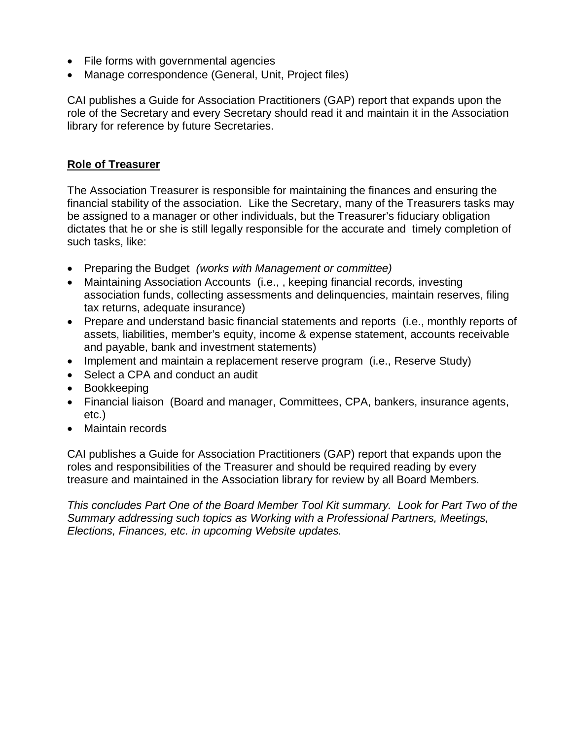- File forms with governmental agencies
- Manage correspondence (General, Unit, Project files)

CAI publishes a Guide for Association Practitioners (GAP) report that expands upon the role of the Secretary and every Secretary should read it and maintain it in the Association library for reference by future Secretaries.

## **Role of Treasurer**

The Association Treasurer is responsible for maintaining the finances and ensuring the financial stability of the association. Like the Secretary, many of the Treasurers tasks may be assigned to a manager or other individuals, but the Treasurer's fiduciary obligation dictates that he or she is still legally responsible for the accurate and timely completion of such tasks, like:

- Preparing the Budget *(works with Management or committee)*
- Maintaining Association Accounts (i.e., , keeping financial records, investing association funds, collecting assessments and delinquencies, maintain reserves, filing tax returns, adequate insurance)
- Prepare and understand basic financial statements and reports (i.e., monthly reports of assets, liabilities, member's equity, income & expense statement, accounts receivable and payable, bank and investment statements)
- Implement and maintain a replacement reserve program (i.e., Reserve Study)
- Select a CPA and conduct an audit
- Bookkeeping
- Financial liaison (Board and manager, Committees, CPA, bankers, insurance agents, etc.)
- Maintain records

CAI publishes a Guide for Association Practitioners (GAP) report that expands upon the roles and responsibilities of the Treasurer and should be required reading by every treasure and maintained in the Association library for review by all Board Members.

*This concludes Part One of the Board Member Tool Kit summary. Look for Part Two of the Summary addressing such topics as Working with a Professional Partners, Meetings, Elections, Finances, etc. in upcoming Website updates.*